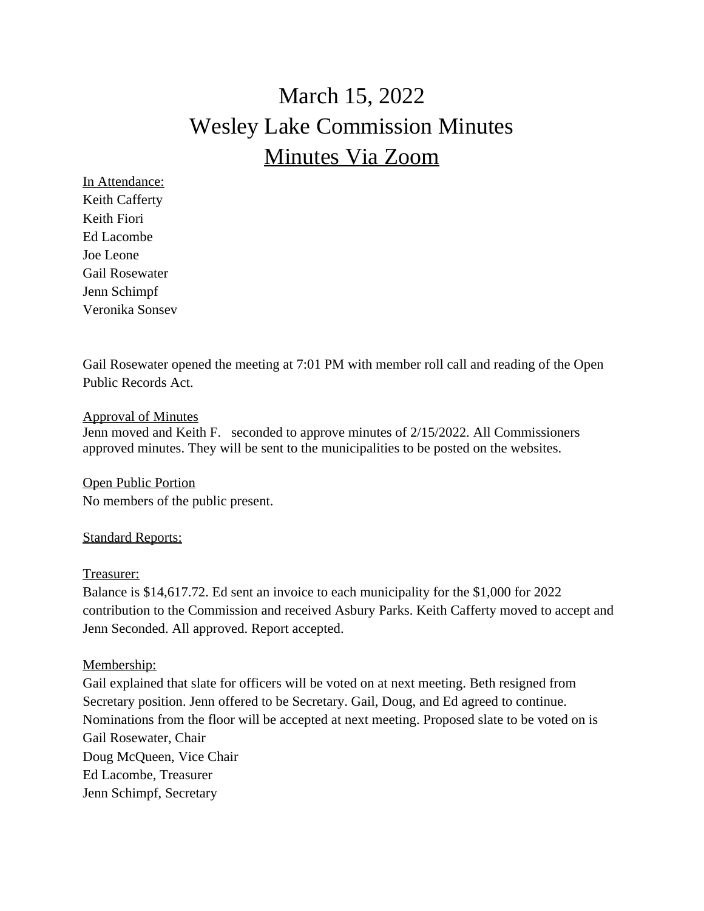# March 15, 2022
# Wesley Lake Commission Minutes
# Minutes Via Zoom

In Attendance:
Keith Cafferty
Keith Fiori
Ed Lacombe
Joe Leone
Gail Rosewater
Jenn Schimpf
Veronika Sonsev

Gail Rosewater opened the meeting at 7:01 PM with member roll call and reading of the Open Public Records Act.

Approval of Minutes
Jenn moved and Keith F. seconded to approve minutes of 2/15/2022. All Commissioners approved minutes. They will be sent to the municipalities to be posted on the websites.

Open Public Portion
No members of the public present.

Standard Reports:

Treasurer:
Balance is $14,617.72. Ed sent an invoice to each municipality for the $1,000 for 2022 contribution to the Commission and received Asbury Parks. Keith Cafferty moved to accept and Jenn Seconded. All approved. Report accepted.

Membership:
Gail explained that slate for officers will be voted on at next meeting. Beth resigned from Secretary position. Jenn offered to be Secretary. Gail, Doug, and Ed agreed to continue. Nominations from the floor will be accepted at next meeting. Proposed slate to be voted on is
Gail Rosewater, Chair
Doug McQueen, Vice Chair
Ed Lacombe, Treasurer
Jenn Schimpf, Secretary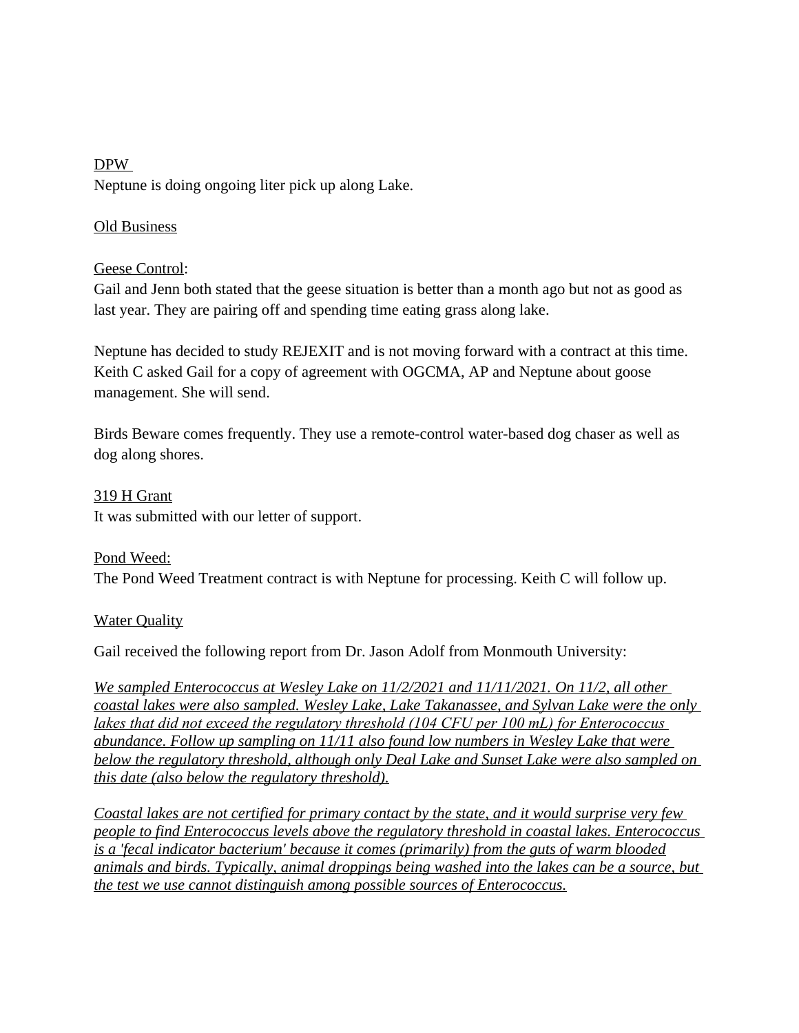DPW

Neptune is doing ongoing liter pick up along Lake.

Old Business

Geese Control:

Gail and Jenn both stated that the geese situation is better than a month ago but not as good as last year. They are pairing off and spending time eating grass along lake.

Neptune has decided to study REJEXIT and is not moving forward with a contract at this time. Keith C asked Gail for a copy of agreement with OGCMA, AP and Neptune about goose management. She will send.

Birds Beware comes frequently. They use a remote-control water-based dog chaser as well as dog along shores.

319 H Grant

It was submitted with our letter of support.

Pond Weed:

The Pond Weed Treatment contract is with Neptune for processing. Keith C will follow up.

Water Quality

Gail received the following report from Dr. Jason Adolf from Monmouth University:

*We sampled Enterococcus at Wesley Lake on 11/2/2021 and 11/11/2021. On 11/2, all other coastal lakes were also sampled. Wesley Lake, Lake Takanassee, and Sylvan Lake were the only lakes that did not exceed the regulatory threshold (104 CFU per 100 mL) for Enterococcus abundance. Follow up sampling on 11/11 also found low numbers in Wesley Lake that were below the regulatory threshold, although only Deal Lake and Sunset Lake were also sampled on this date (also below the regulatory threshold).*

*Coastal lakes are not certified for primary contact by the state, and it would surprise very few people to find Enterococcus levels above the regulatory threshold in coastal lakes. Enterococcus is a 'fecal indicator bacterium' because it comes (primarily) from the guts of warm blooded animals and birds. Typically, animal droppings being washed into the lakes can be a source, but the test we use cannot distinguish among possible sources of Enterococcus.*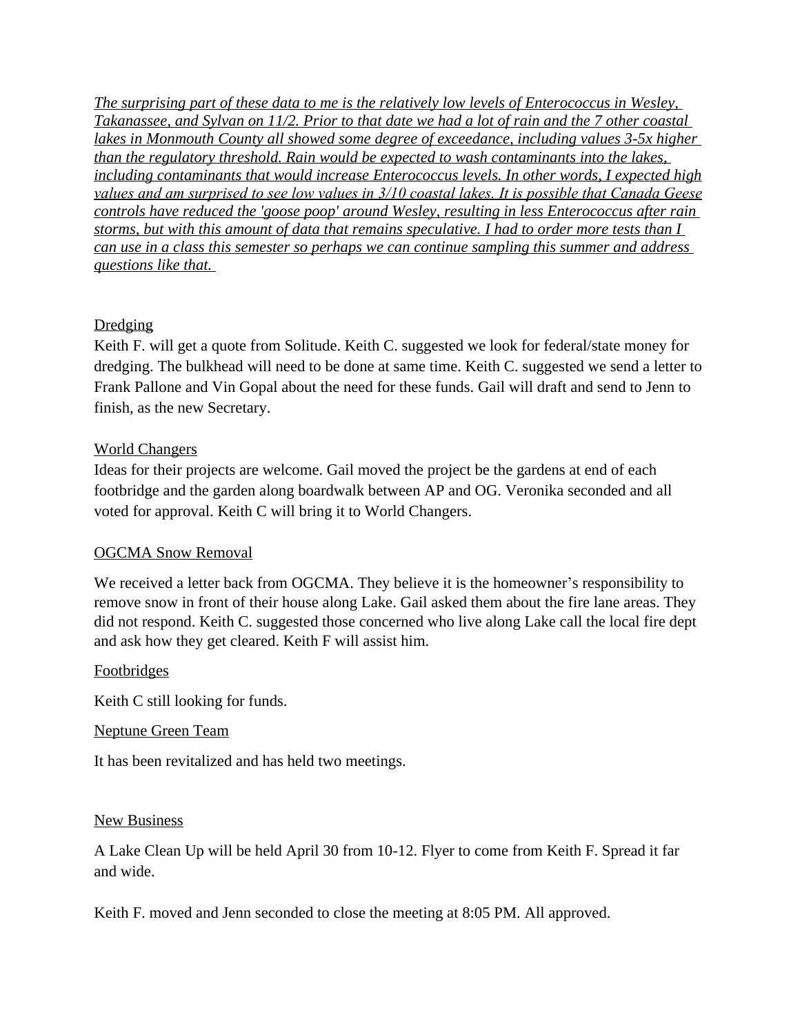*The surprising part of these data to me is the relatively low levels of Enterococcus in Wesley, Takanassee, and Sylvan on 11/2. Prior to that date we had a lot of rain and the 7 other coastal lakes in Monmouth County all showed some degree of exceedance, including values 3-5x higher than the regulatory threshold. Rain would be expected to wash contaminants into the lakes, including contaminants that would increase Enterococcus levels. In other words, I expected high values and am surprised to see low values in 3/10 coastal lakes. It is possible that Canada Geese controls have reduced the 'goose poop' around Wesley, resulting in less Enterococcus after rain storms, but with this amount of data that remains speculative. I had to order more tests than I can use in a class this semester so perhaps we can continue sampling this summer and address questions like that.*

Dredging

Keith F. will get a quote from Solitude. Keith C. suggested we look for federal/state money for dredging. The bulkhead will need to be done at same time. Keith C. suggested we send a letter to Frank Pallone and Vin Gopal about the need for these funds. Gail will draft and send to Jenn to finish, as the new Secretary.

World Changers

Ideas for their projects are welcome. Gail moved the project be the gardens at end of each footbridge and the garden along boardwalk between AP and OG. Veronika seconded and all voted for approval. Keith C will bring it to World Changers.

OGCMA Snow Removal

We received a letter back from OGCMA. They believe it is the homeowner's responsibility to remove snow in front of their house along Lake. Gail asked them about the fire lane areas. They did not respond. Keith C. suggested those concerned who live along Lake call the local fire dept and ask how they get cleared. Keith F will assist him.

Footbridges

Keith C still looking for funds.

Neptune Green Team

It has been revitalized and has held two meetings.

New Business

A Lake Clean Up will be held April 30 from 10-12. Flyer to come from Keith F. Spread it far and wide.

Keith F. moved and Jenn seconded to close the meeting at 8:05 PM. All approved.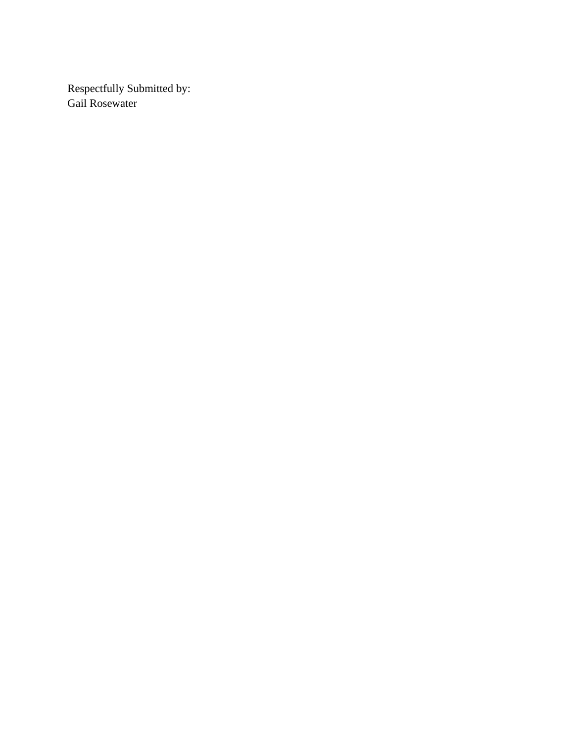Respectfully Submitted by:
Gail Rosewater